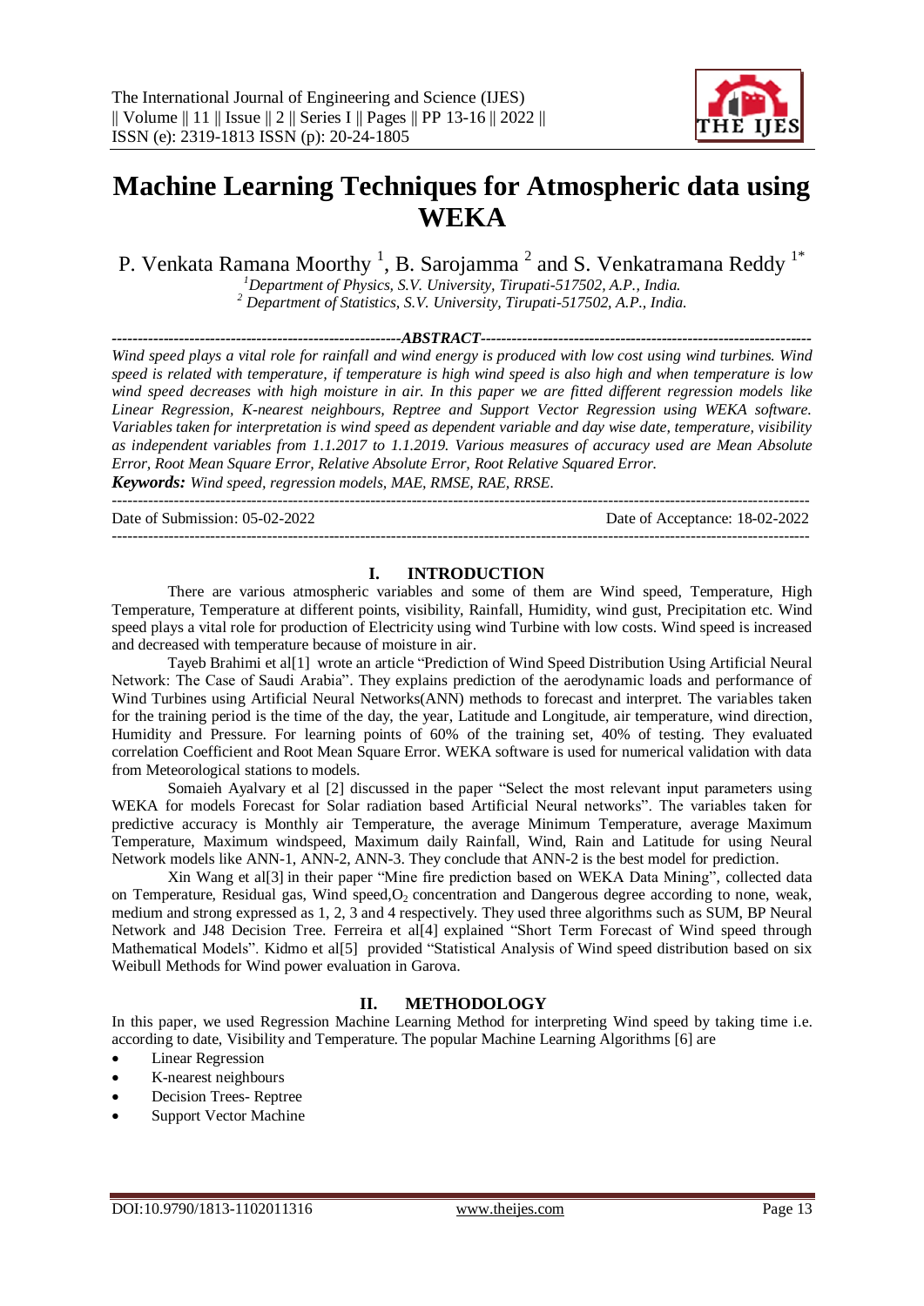# Machine Learning Techniques for Atmospheric data using WEKA

P. Venkata Ramana Moorthy [1], B. Sarojamma [2] and S. Venkatramana Reddy [1*]

[1]*Department of Physics, S.V. University, Tirupati-517502, A.P., India.*
[2] *Department of Statistics, S.V. University, Tirupati-517502, A.P., India.*

**ABSTRACT**

*Wind speed plays a vital role for rainfall and wind energy is produced with low cost using wind turbines. Wind speed is related with temperature, if temperature is high wind speed is also high and when temperature is low wind speed decreases with high moisture in air. In this paper we are fitted different regression models like Linear Regression, K-nearest neighbours, Reptree and Support Vector Regression using WEKA software. Variables taken for interpretation is wind speed as dependent variable and day wise date, temperature, visibility as independent variables from 1.1.2017 to 1.1.2019. Various measures of accuracy used are Mean Absolute Error, Root Mean Square Error, Relative Absolute Error, Root Relative Squared Error.*

***Keywords:*** *Wind speed, regression models, MAE, RMSE, RAE, RRSE.*

Date of Submission: 05-02-2022 Date of Acceptance: 18-02-2022

## I. INTRODUCTION

There are various atmospheric variables and some of them are Wind speed, Temperature, High Temperature, Temperature at different points, visibility, Rainfall, Humidity, wind gust, Precipitation etc. Wind speed plays a vital role for production of Electricity using wind Turbine with low costs. Wind speed is increased and decreased with temperature because of moisture in air.

Tayeb Brahimi et al[1] wrote an article "Prediction of Wind Speed Distribution Using Artificial Neural Network: The Case of Saudi Arabia". They explains prediction of the aerodynamic loads and performance of Wind Turbines using Artificial Neural Networks(ANN) methods to forecast and interpret. The variables taken for the training period is the time of the day, the year, Latitude and Longitude, air temperature, wind direction, Humidity and Pressure. For learning points of 60% of the training set, 40% of testing. They evaluated correlation Coefficient and Root Mean Square Error. WEKA software is used for numerical validation with data from Meteorological stations to models.

Somaieh Ayalvary et al [2] discussed in the paper "Select the most relevant input parameters using WEKA for models Forecast for Solar radiation based Artificial Neural networks". The variables taken for predictive accuracy is Monthly air Temperature, the average Minimum Temperature, average Maximum Temperature, Maximum windspeed, Maximum daily Rainfall, Wind, Rain and Latitude for using Neural Network models like ANN-1, ANN-2, ANN-3. They conclude that ANN-2 is the best model for prediction.

Xin Wang et al[3] in their paper "Mine fire prediction based on WEKA Data Mining", collected data on Temperature, Residual gas, Wind speed,$O_2$ concentration and Dangerous degree according to none, weak, medium and strong expressed as 1, 2, 3 and 4 respectively. They used three algorithms such as SUM, BP Neural Network and J48 Decision Tree. Ferreira et al[4] explained "Short Term Forecast of Wind speed through Mathematical Models". Kidmo et al[5] provided "Statistical Analysis of Wind speed distribution based on six Weibull Methods for Wind power evaluation in Garova.

## II. METHODOLOGY

In this paper, we used Regression Machine Learning Method for interpreting Wind speed by taking time i.e. according to date, Visibility and Temperature. The popular Machine Learning Algorithms [6] are

- Linear Regression
- K-nearest neighbours
- Decision Trees- Reptree
- Support Vector Machine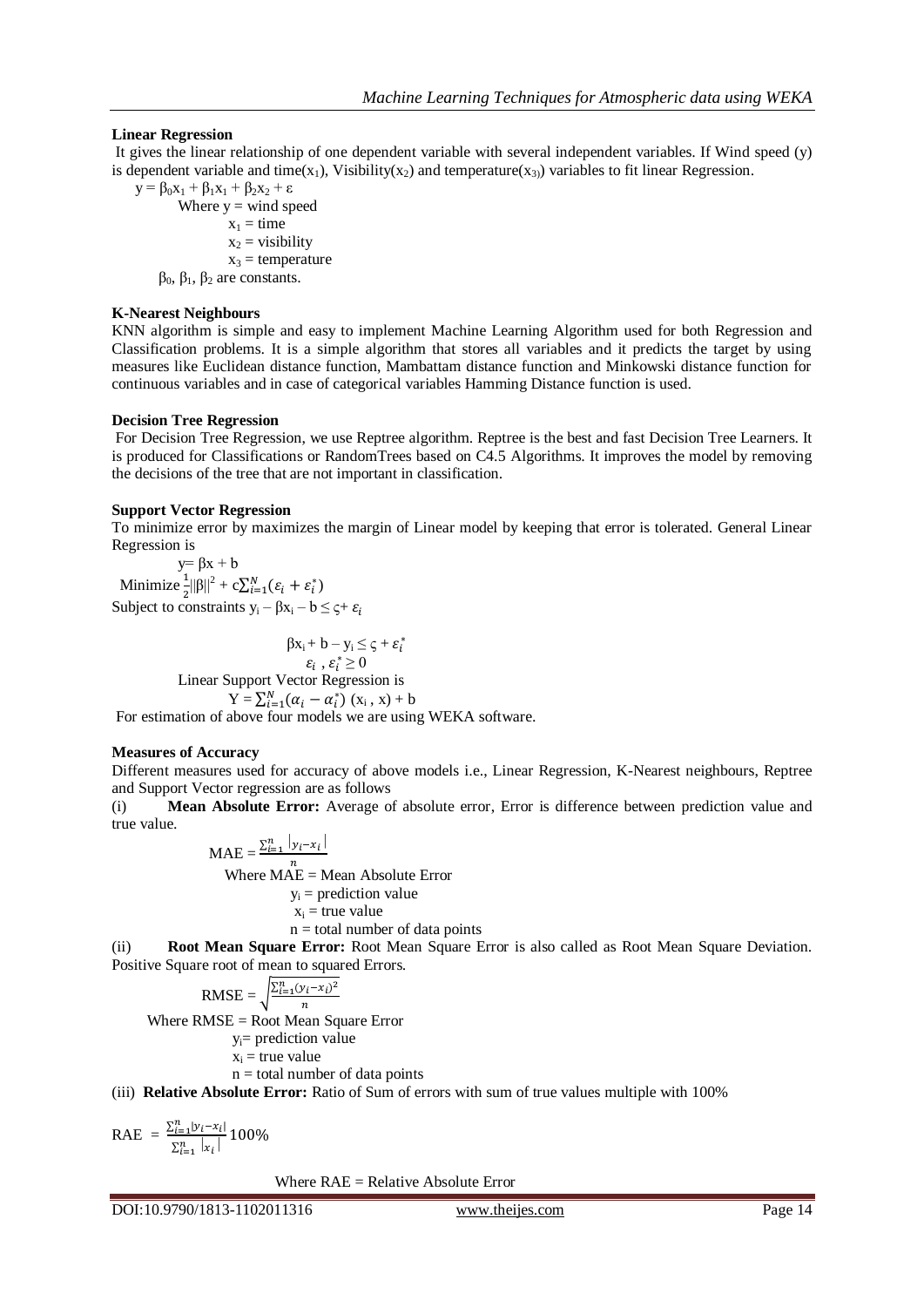**Linear Regression**

It gives the linear relationship of one dependent variable with several independent variables. If Wind speed (y) is dependent variable and time($x_1$), Visibility($x_2$) and temperature($x_3$) variables to fit linear Regression.

$$y = \beta_0 x_1 + \beta_1 x_1 + \beta_2 x_2 + \varepsilon$$

Where y = wind speed

$x_1$ = time

$x_2$ = visibility

$x_3$ = temperature

$\beta_0$, $\beta_1$, $\beta_2$ are constants.

**K-Nearest Neighbours**

KNN algorithm is simple and easy to implement Machine Learning Algorithm used for both Regression and Classification problems. It is a simple algorithm that stores all variables and it predicts the target by using measures like Euclidean distance function, Mambattam distance function and Minkowski distance function for continuous variables and in case of categorical variables Hamming Distance function is used.

**Decision Tree Regression**

For Decision Tree Regression, we use Reptree algorithm. Reptree is the best and fast Decision Tree Learners. It is produced for Classifications or RandomTrees based on C4.5 Algorithms. It improves the model by removing the decisions of the tree that are not important in classification.

**Support Vector Regression**

To minimize error by maximizes the margin of Linear model by keeping that error is tolerated. General Linear Regression is

$$y = \beta x + b$$

$$\text{Minimize } \frac{1}{2}||\beta||^2 + c\sum_{i=1}^{N}(\varepsilon_i + \varepsilon_i^*)$$

Subject to constraints $y_i - \beta x_i - b \leq \varsigma + \varepsilon_i$

$$\beta x_i + b - y_i \leq \varsigma + \varepsilon_i^*$$

$$\varepsilon_i \, , \varepsilon_i^* \geq 0$$

Linear Support Vector Regression is

$$Y = \sum_{i=1}^{N}(\alpha_i - \alpha_i^*)\,(x_i \, , x) + b$$

For estimation of above four models we are using WEKA software.

**Measures of Accuracy**

Different measures used for accuracy of above models i.e., Linear Regression, K-Nearest neighbours, Reptree and Support Vector regression are as follows

(i) **Mean Absolute Error:** Average of absolute error, Error is difference between prediction value and true value.

$$MAE = \frac{\sum_{i=1}^{n} |y_i - x_i|}{n}$$

Where MAE = Mean Absolute Error

$y_i$ = prediction value

$x_i$ = true value

n = total number of data points

(ii) **Root Mean Square Error:** Root Mean Square Error is also called as Root Mean Square Deviation. Positive Square root of mean to squared Errors.

$$RMSE = \sqrt{\frac{\sum_{i=1}^{n}(y_i - x_i)^2}{n}}$$

Where RMSE = Root Mean Square Error

$y_i$= prediction value

$x_i$ = true value

n = total number of data points

(iii) **Relative Absolute Error:** Ratio of Sum of errors with sum of true values multiple with 100%

$$RAE = \frac{\sum_{i=1}^{n}|y_i - x_i|}{\sum_{i=1}^{n} |x_i|} 100\%$$

Where RAE = Relative Absolute Error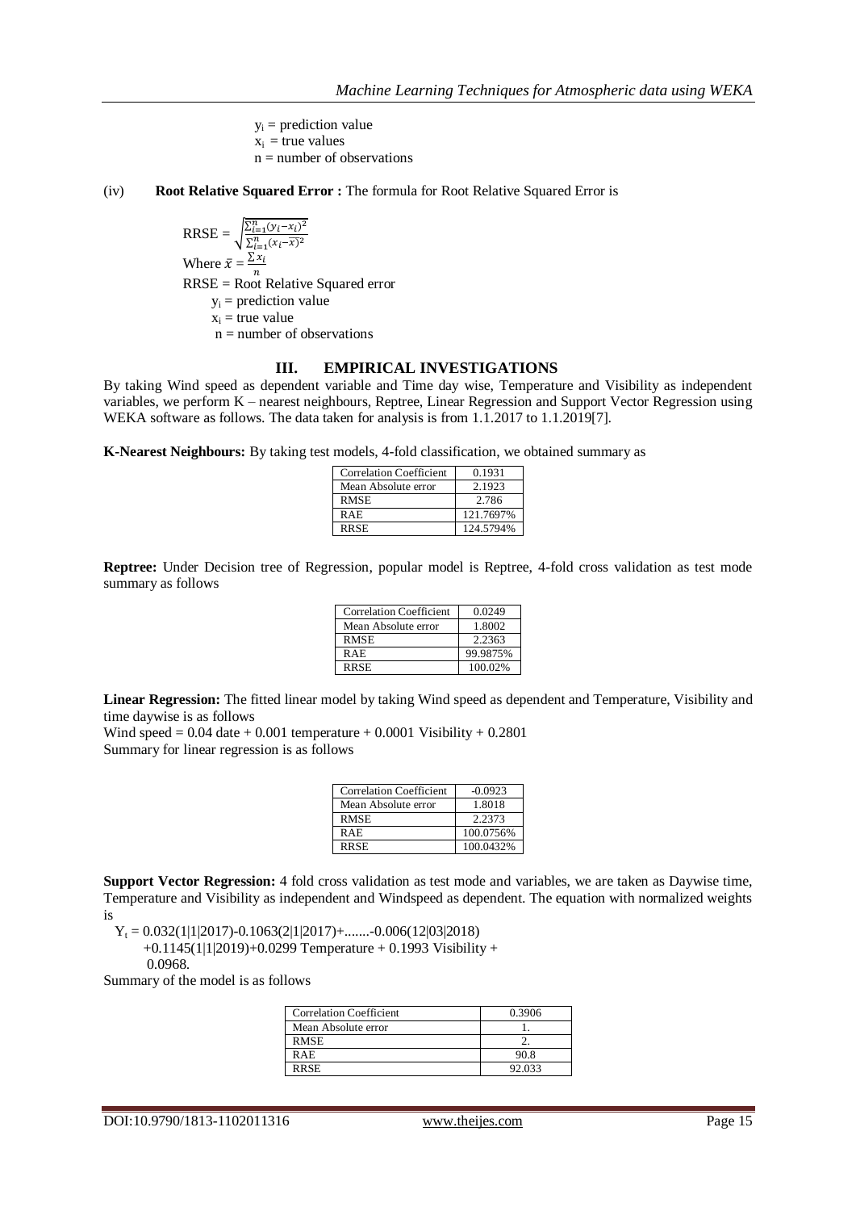$y_i$ = prediction value
$x_i$ = true values
n = number of observations

(iv) **Root Relative Squared Error :** The formula for Root Relative Squared Error is

$$\text{RRSE} = \sqrt{\frac{\sum_{i=1}^{n}(y_i - x_i)^2}{\sum_{i=1}^{n}(x_i - \bar{x})^2}}$$

Where $\bar{x} = \frac{\sum x_i}{n}$

RRSE = Root Relative Squared error
$y_i$ = prediction value
$x_i$ = true value
n = number of observations

## III. EMPIRICAL INVESTIGATIONS

By taking Wind speed as dependent variable and Time day wise, Temperature and Visibility as independent variables, we perform K – nearest neighbours, Reptree, Linear Regression and Support Vector Regression using WEKA software as follows. The data taken for analysis is from 1.1.2017 to 1.1.2019[7].

**K-Nearest Neighbours:** By taking test models, 4-fold classification, we obtained summary as

| Correlation Coefficient | 0.1931 |
|---|---|
| Mean Absolute error | 2.1923 |
| RMSE | 2.786 |
| RAE | 121.7697% |
| RRSE | 124.5794% |

**Reptree:** Under Decision tree of Regression, popular model is Reptree, 4-fold cross validation as test mode summary as follows

| Correlation Coefficient | 0.0249 |
|---|---|
| Mean Absolute error | 1.8002 |
| RMSE | 2.2363 |
| RAE | 99.9875% |
| RRSE | 100.02% |

**Linear Regression:** The fitted linear model by taking Wind speed as dependent and Temperature, Visibility and time daywise is as follows

Wind speed = 0.04 date + 0.001 temperature + 0.0001 Visibility + 0.2801

Summary for linear regression is as follows

| Correlation Coefficient | -0.0923 |
|---|---|
| Mean Absolute error | 1.8018 |
| RMSE | 2.2373 |
| RAE | 100.0756% |
| RRSE | 100.0432% |

**Support Vector Regression:** 4 fold cross validation as test mode and variables, we are taken as Daywise time, Temperature and Visibility as independent and Windspeed as dependent. The equation with normalized weights is

$Y_t$ = 0.032(1|1|2017)-0.1063(2|1|2017)+.......-0.006(12|03|2018)
+0.1145(1|1|2019)+0.0299 Temperature + 0.1993 Visibility +
0.0968.

Summary of the model is as follows

| Correlation Coefficient | 0.3906 |
|---|---|
| Mean Absolute error | 1. |
| RMSE | 2. |
| RAE | 90.8 |
| RRSE | 92.033 |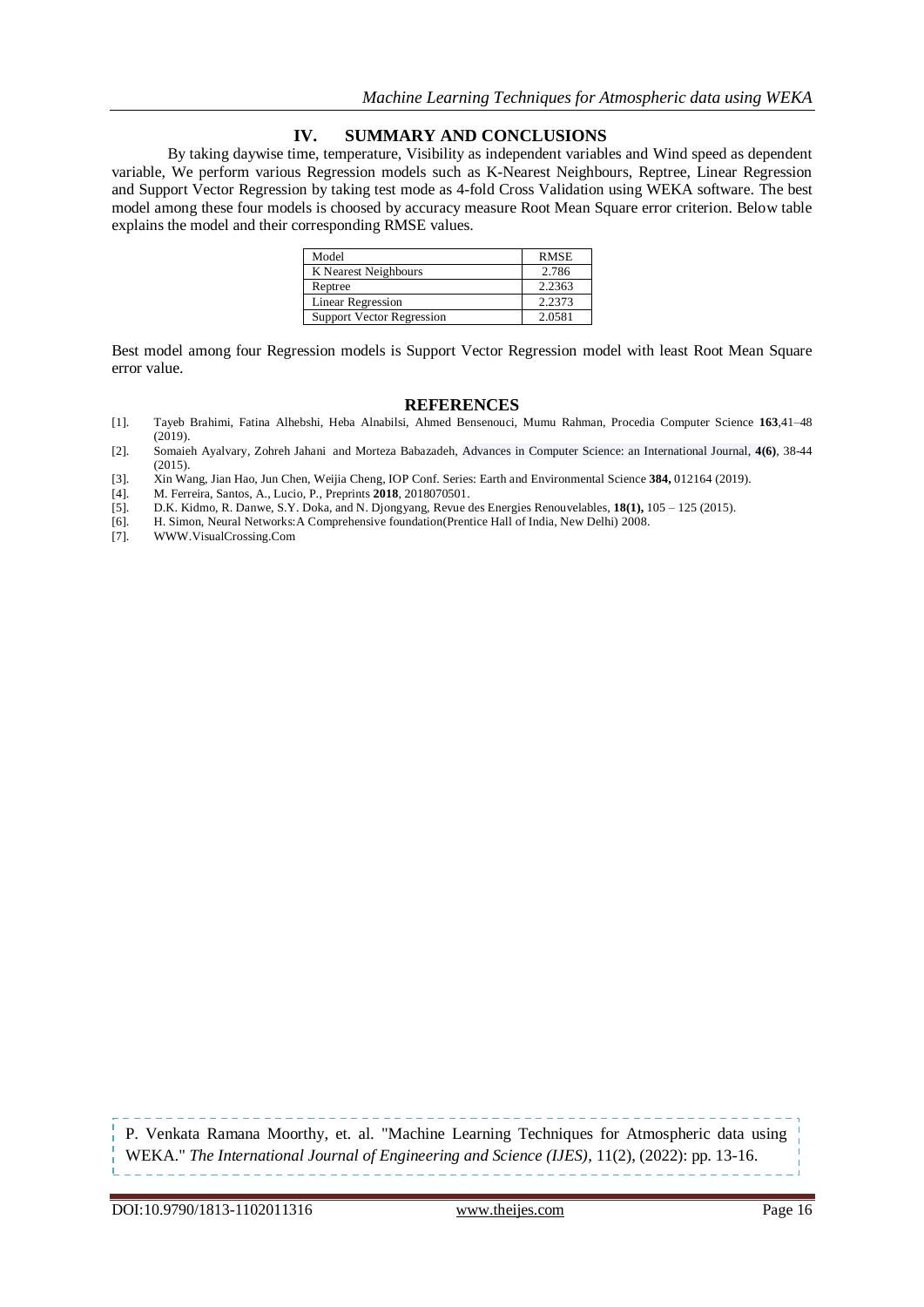## IV. SUMMARY AND CONCLUSIONS

By taking daywise time, temperature, Visibility as independent variables and Wind speed as dependent variable, We perform various Regression models such as K-Nearest Neighbours, Reptree, Linear Regression and Support Vector Regression by taking test mode as 4-fold Cross Validation using WEKA software. The best model among these four models is choosed by accuracy measure Root Mean Square error criterion. Below table explains the model and their corresponding RMSE values.

| Model | RMSE |
|---|---|
| K Nearest Neighbours | 2.786 |
| Reptree | 2.2363 |
| Linear Regression | 2.2373 |
| Support Vector Regression | 2.0581 |

Best model among four Regression models is Support Vector Regression model with least Root Mean Square error value.

## REFERENCES

[1]. Tayeb Brahimi, Fatina Alhebshi, Heba Alnabilsi, Ahmed Bensenouci, Mumu Rahman, Procedia Computer Science **163**,41–48 (2019).

[2]. Somaieh Ayalvary, Zohreh Jahani and Morteza Babazadeh, Advances in Computer Science: an International Journal, **4(6)**, 38-44 (2015).

[3]. Xin Wang, Jian Hao, Jun Chen, Weijia Cheng, IOP Conf. Series: Earth and Environmental Science **384,** 012164 (2019).

[4]. M. Ferreira, Santos, A., Lucio, P., Preprints **2018**, 2018070501.

[5]. D.K. Kidmo, R. Danwe, S.Y. Doka, and N. Djongyang, Revue des Energies Renouvelables, **18(1),** 105 – 125 (2015).

[6]. H. Simon, Neural Networks:A Comprehensive foundation(Prentice Hall of India, New Delhi) 2008.

[7]. WWW.VisualCrossing.Com

P. Venkata Ramana Moorthy, et. al. "Machine Learning Techniques for Atmospheric data using WEKA." *The International Journal of Engineering and Science (IJES)*, 11(2), (2022): pp. 13-16.